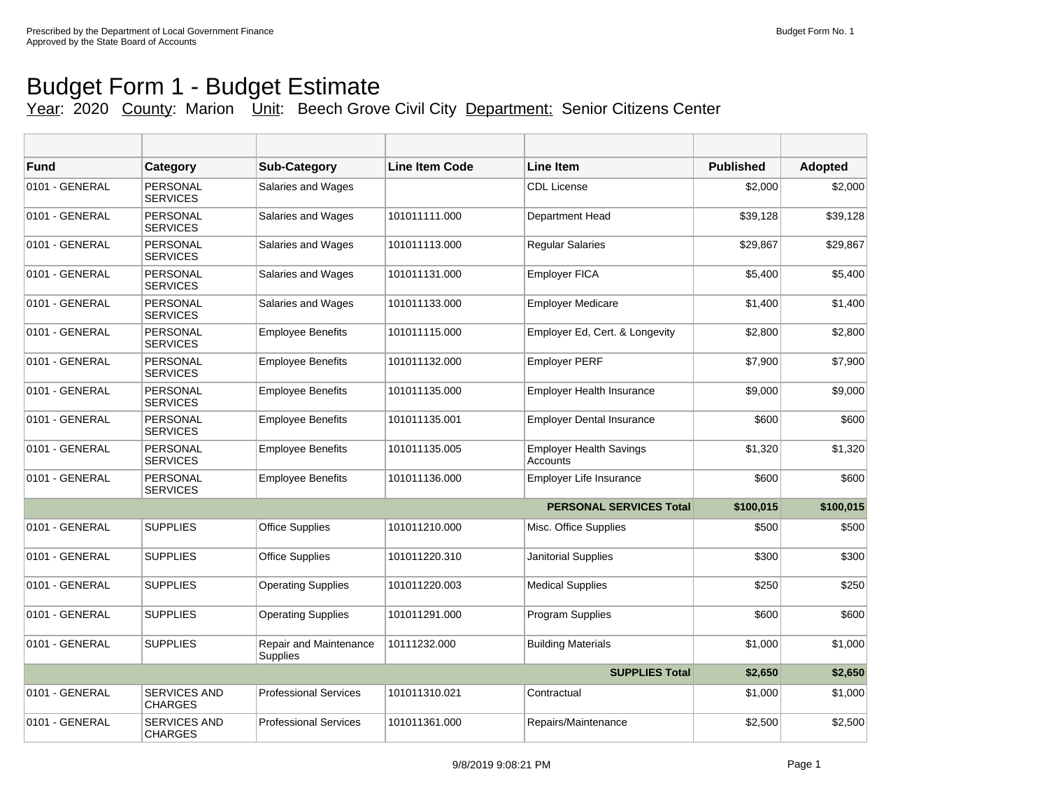Prescribed by the Department of Local Government Finance
Approved by the State Board of Accounts

Budget Form No. 1

# Budget Form 1 - Budget Estimate

Year: 2020 County: Marion Unit: Beech Grove Civil City Department: Senior Citizens Center

| Fund | Category | Sub-Category | Line Item Code | Line Item | Published | Adopted |
|---|---|---|---|---|---|---|
| 0101 - GENERAL | PERSONAL SERVICES | Salaries and Wages | | CDL License | $2,000 | $2,000 |
| 0101 - GENERAL | PERSONAL SERVICES | Salaries and Wages | 101011111.000 | Department Head | $39,128 | $39,128 |
| 0101 - GENERAL | PERSONAL SERVICES | Salaries and Wages | 101011113.000 | Regular Salaries | $29,867 | $29,867 |
| 0101 - GENERAL | PERSONAL SERVICES | Salaries and Wages | 101011131.000 | Employer FICA | $5,400 | $5,400 |
| 0101 - GENERAL | PERSONAL SERVICES | Salaries and Wages | 101011133.000 | Employer Medicare | $1,400 | $1,400 |
| 0101 - GENERAL | PERSONAL SERVICES | Employee Benefits | 101011115.000 | Employer Ed, Cert. & Longevity | $2,800 | $2,800 |
| 0101 - GENERAL | PERSONAL SERVICES | Employee Benefits | 101011132.000 | Employer PERF | $7,900 | $7,900 |
| 0101 - GENERAL | PERSONAL SERVICES | Employee Benefits | 101011135.000 | Employer Health Insurance | $9,000 | $9,000 |
| 0101 - GENERAL | PERSONAL SERVICES | Employee Benefits | 101011135.001 | Employer Dental Insurance | $600 | $600 |
| 0101 - GENERAL | PERSONAL SERVICES | Employee Benefits | 101011135.005 | Employer Health Savings Accounts | $1,320 | $1,320 |
| 0101 - GENERAL | PERSONAL SERVICES | Employee Benefits | 101011136.000 | Employer Life Insurance | $600 | $600 |
| | | | | **PERSONAL SERVICES Total** | **$100,015** | **$100,015** |
| 0101 - GENERAL | SUPPLIES | Office Supplies | 101011210.000 | Misc. Office Supplies | $500 | $500 |
| 0101 - GENERAL | SUPPLIES | Office Supplies | 101011220.310 | Janitorial Supplies | $300 | $300 |
| 0101 - GENERAL | SUPPLIES | Operating Supplies | 101011220.003 | Medical Supplies | $250 | $250 |
| 0101 - GENERAL | SUPPLIES | Operating Supplies | 101011291.000 | Program Supplies | $600 | $600 |
| 0101 - GENERAL | SUPPLIES | Repair and Maintenance Supplies | 10111232.000 | Building Materials | $1,000 | $1,000 |
| | | | | **SUPPLIES Total** | **$2,650** | **$2,650** |
| 0101 - GENERAL | SERVICES AND CHARGES | Professional Services | 101011310.021 | Contractual | $1,000 | $1,000 |
| 0101 - GENERAL | SERVICES AND CHARGES | Professional Services | 101011361.000 | Repairs/Maintenance | $2,500 | $2,500 |

9/8/2019 9:08:21 PM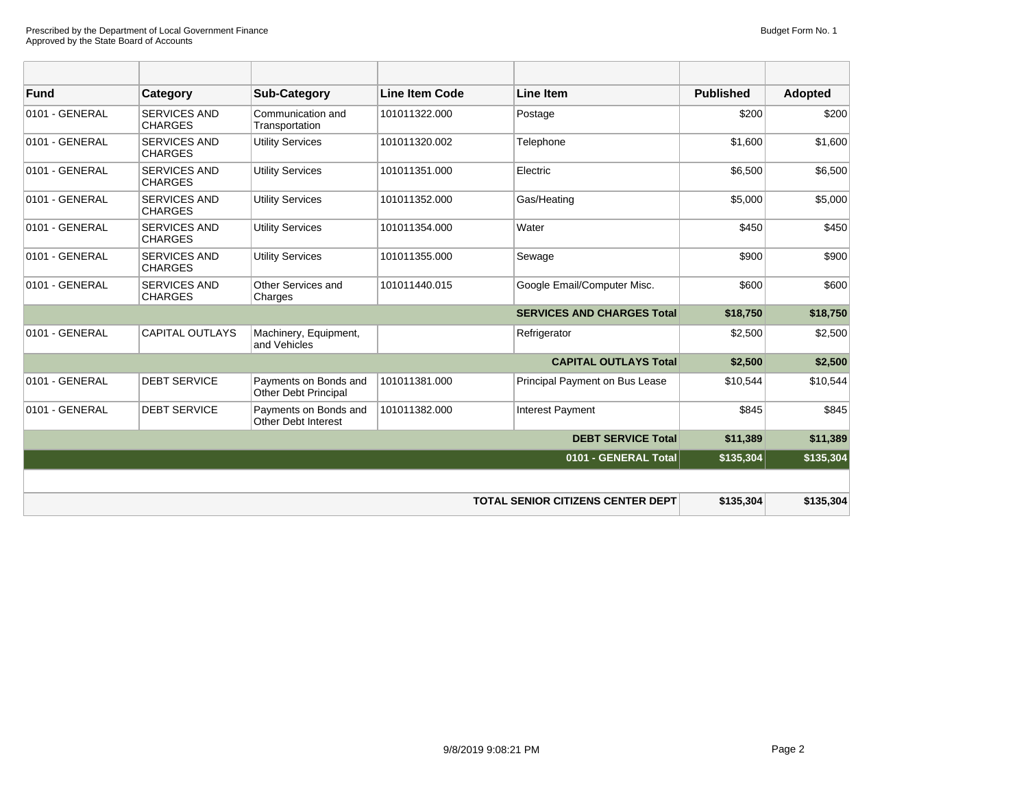Prescribed by the Department of Local Government Finance
Approved by the State Board of Accounts

Budget Form No. 1

| Fund | Category | Sub-Category | Line Item Code | Line Item | Published | Adopted |
|---|---|---|---|---|---|---|
| 0101 - GENERAL | SERVICES AND CHARGES | Communication and Transportation | 101011322.000 | Postage | $200 | $200 |
| 0101 - GENERAL | SERVICES AND CHARGES | Utility Services | 101011320.002 | Telephone | $1,600 | $1,600 |
| 0101 - GENERAL | SERVICES AND CHARGES | Utility Services | 101011351.000 | Electric | $6,500 | $6,500 |
| 0101 - GENERAL | SERVICES AND CHARGES | Utility Services | 101011352.000 | Gas/Heating | $5,000 | $5,000 |
| 0101 - GENERAL | SERVICES AND CHARGES | Utility Services | 101011354.000 | Water | $450 | $450 |
| 0101 - GENERAL | SERVICES AND CHARGES | Utility Services | 101011355.000 | Sewage | $900 | $900 |
| 0101 - GENERAL | SERVICES AND CHARGES | Other Services and Charges | 101011440.015 | Google Email/Computer Misc. | $600 | $600 |
| | | | | **SERVICES AND CHARGES Total** | **$18,750** | **$18,750** |
| 0101 - GENERAL | CAPITAL OUTLAYS | Machinery, Equipment, and Vehicles | | Refrigerator | $2,500 | $2,500 |
| | | | | **CAPITAL OUTLAYS Total** | **$2,500** | **$2,500** |
| 0101 - GENERAL | DEBT SERVICE | Payments on Bonds and Other Debt Principal | 101011381.000 | Principal Payment on Bus Lease | $10,544 | $10,544 |
| 0101 - GENERAL | DEBT SERVICE | Payments on Bonds and Other Debt Interest | 101011382.000 | Interest Payment | $845 | $845 |
| | | | | **DEBT SERVICE Total** | **$11,389** | **$11,389** |
| | | | | **0101 - GENERAL Total** | **$135,304** | **$135,304** |
| | | | | | | |
| | | | | **TOTAL SENIOR CITIZENS CENTER DEPT** | **$135,304** | **$135,304** |

9/8/2019 9:08:21 PM